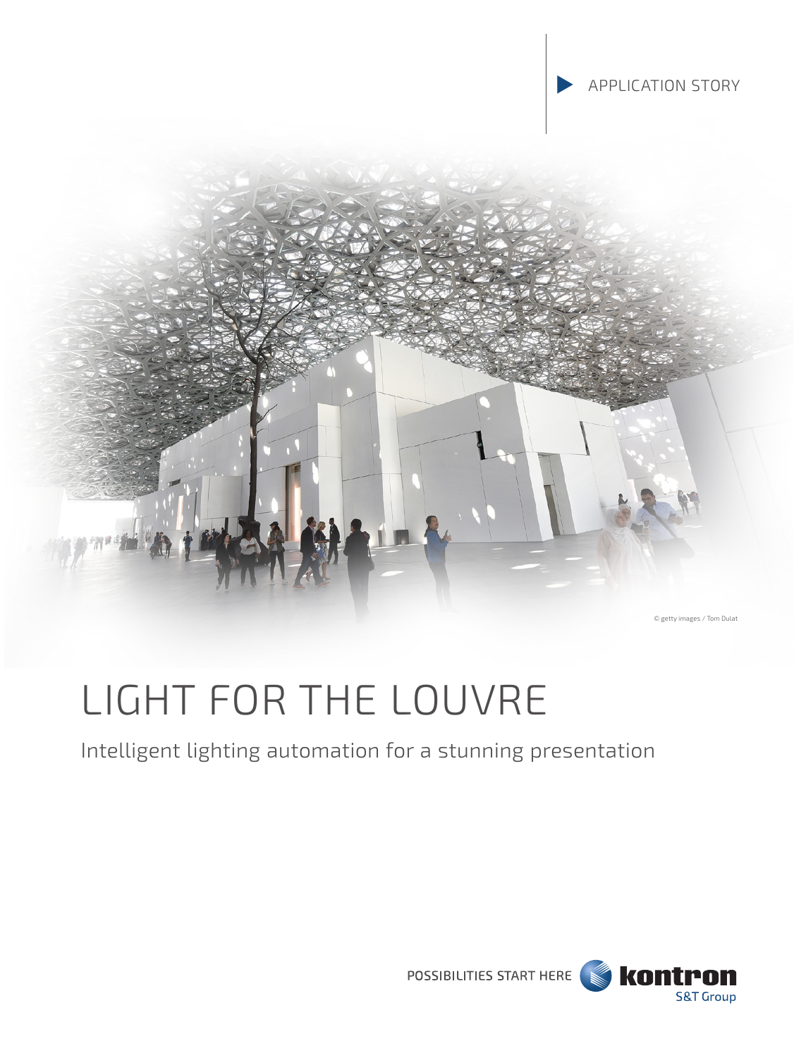APPLICATION STORY

© getty images / Tom Dulat

# LIGHT FOR THE LOUVRE

Intelligent lighting automation for a stunning presentation

POSSIBILITIES START HERE kontron S&T Group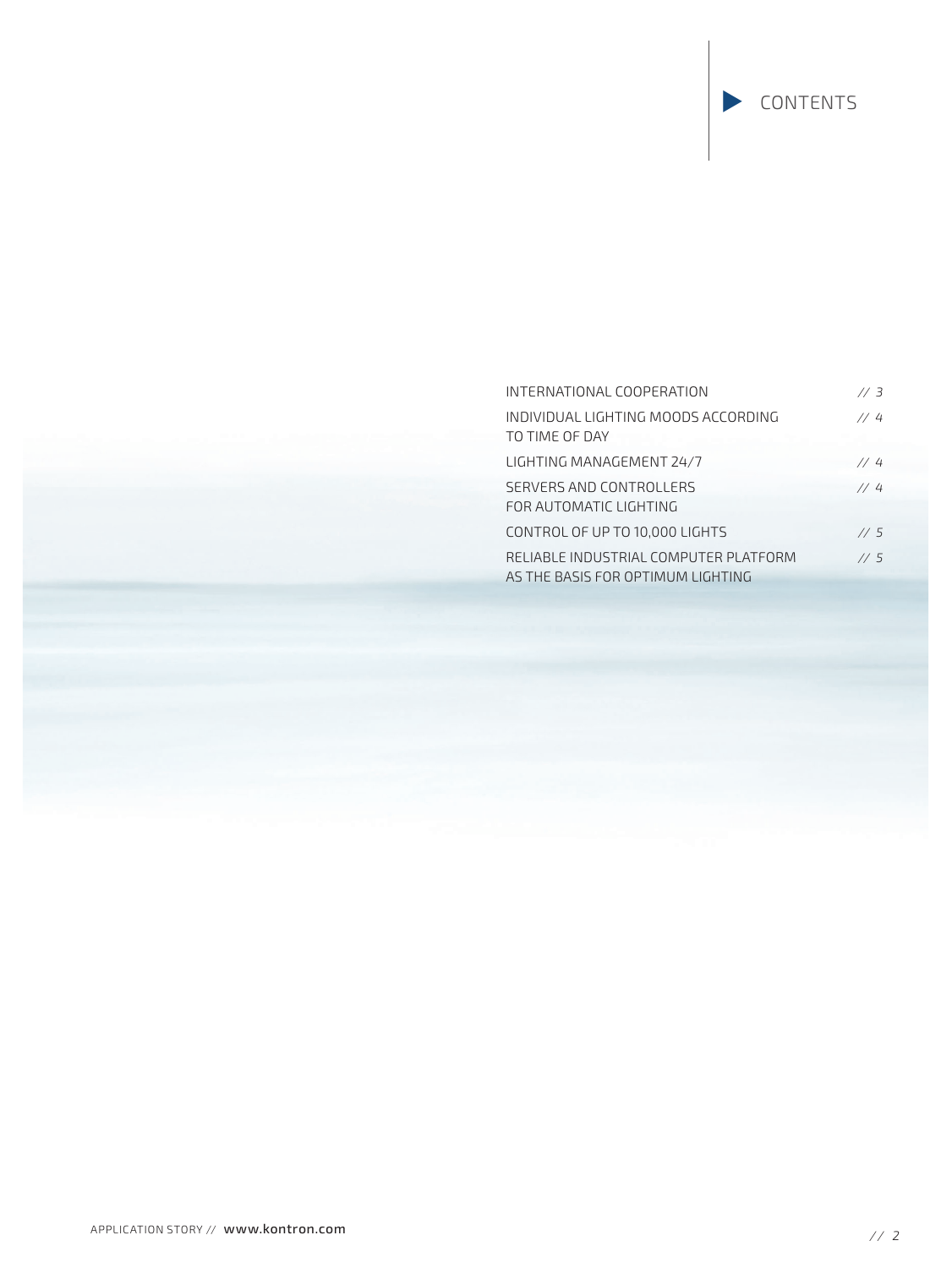## CONTENTS

| | |
|---|---|
| INTERNATIONAL COOPERATION | // 3 |
| INDIVIDUAL LIGHTING MOODS ACCORDING TO TIME OF DAY | // 4 |
| LIGHTING MANAGEMENT 24/7 | // 4 |
| SERVERS AND CONTROLLERS FOR AUTOMATIC LIGHTING | // 4 |
| CONTROL OF UP TO 10,000 LIGHTS | // 5 |
| RELIABLE INDUSTRIAL COMPUTER PLATFORM AS THE BASIS FOR OPTIMUM LIGHTING | // 5 |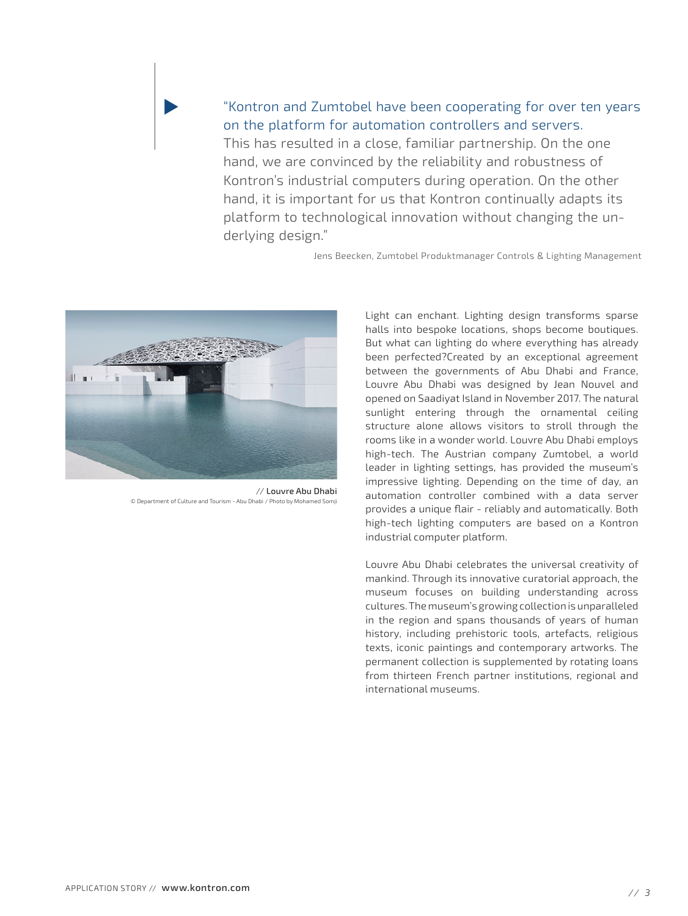> "Kontron and Zumtobel have been cooperating for over ten years on the platform for automation controllers and servers. This has resulted in a close, familiar partnership. On the one hand, we are convinced by the reliability and robustness of Kontron's industrial computers during operation. On the other hand, it is important for us that Kontron continually adapts its platform to technological innovation without changing the underlying design."
>
> Jens Beecken, Zumtobel Produktmanager Controls & Lighting Management

// Louvre Abu Dhabi
© Department of Culture and Tourism - Abu Dhabi / Photo by Mohamed Somji

Light can enchant. Lighting design transforms sparse halls into bespoke locations, shops become boutiques. But what can lighting do where everything has already been perfected?Created by an exceptional agreement between the governments of Abu Dhabi and France, Louvre Abu Dhabi was designed by Jean Nouvel and opened on Saadiyat Island in November 2017. The natural sunlight entering through the ornamental ceiling structure alone allows visitors to stroll through the rooms like in a wonder world. Louvre Abu Dhabi employs high-tech. The Austrian company Zumtobel, a world leader in lighting settings, has provided the museum's impressive lighting. Depending on the time of day, an automation controller combined with a data server provides a unique flair - reliably and automatically. Both high-tech lighting computers are based on a Kontron industrial computer platform.

Louvre Abu Dhabi celebrates the universal creativity of mankind. Through its innovative curatorial approach, the museum focuses on building understanding across cultures. The museum's growing collection is unparalleled in the region and spans thousands of years of human history, including prehistoric tools, artefacts, religious texts, iconic paintings and contemporary artworks. The permanent collection is supplemented by rotating loans from thirteen French partner institutions, regional and international museums.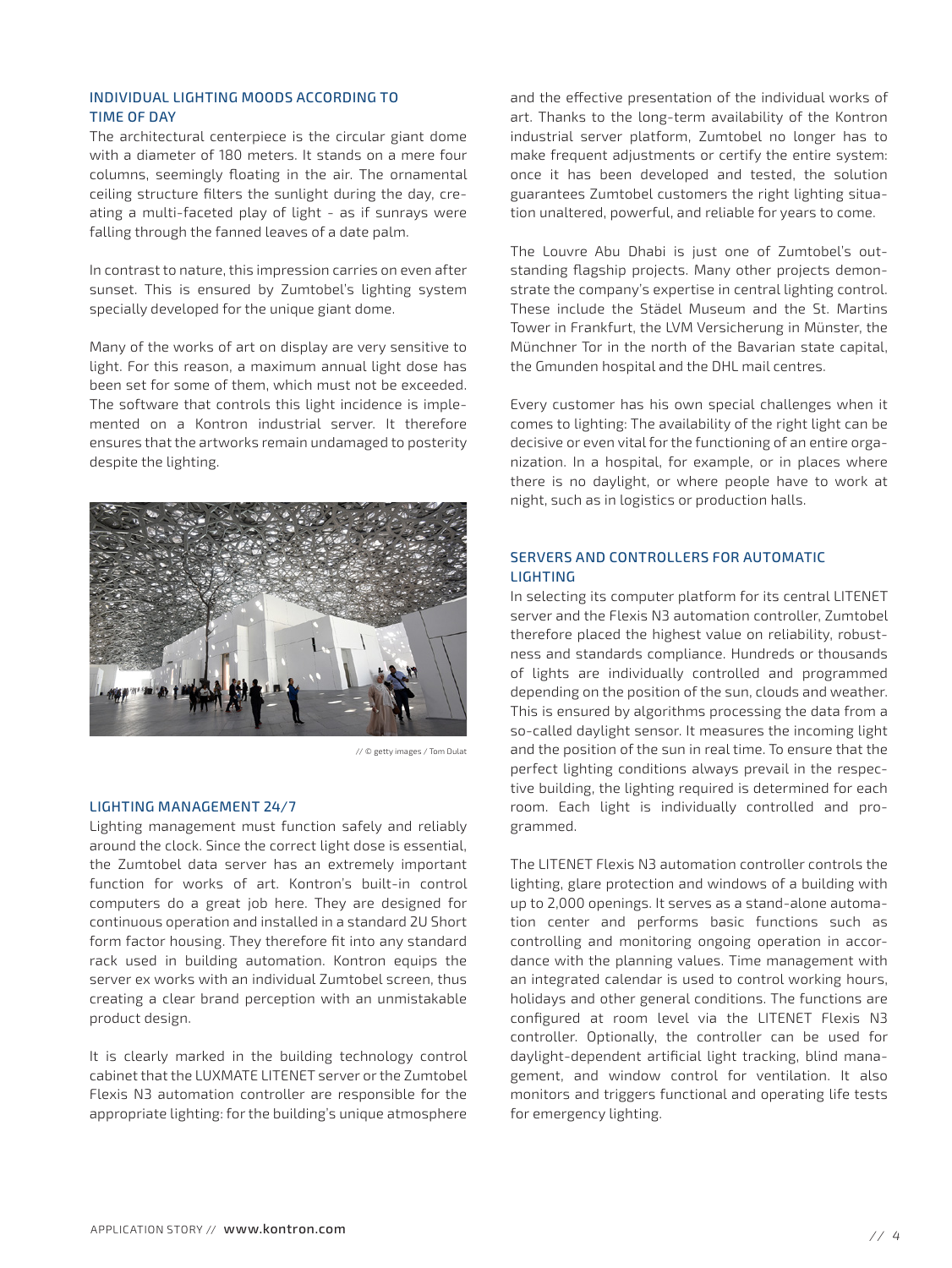## INDIVIDUAL LIGHTING MOODS ACCORDING TO TIME OF DAY

The architectural centerpiece is the circular giant dome with a diameter of 180 meters. It stands on a mere four columns, seemingly floating in the air. The ornamental ceiling structure filters the sunlight during the day, creating a multi-faceted play of light - as if sunrays were falling through the fanned leaves of a date palm.

In contrast to nature, this impression carries on even after sunset. This is ensured by Zumtobel's lighting system specially developed for the unique giant dome.

Many of the works of art on display are very sensitive to light. For this reason, a maximum annual light dose has been set for some of them, which must not be exceeded. The software that controls this light incidence is implemented on a Kontron industrial server. It therefore ensures that the artworks remain undamaged to posterity despite the lighting.

// © getty images / Tom Dulat

## LIGHTING MANAGEMENT 24/7

Lighting management must function safely and reliably around the clock. Since the correct light dose is essential, the Zumtobel data server has an extremely important function for works of art. Kontron's built-in control computers do a great job here. They are designed for continuous operation and installed in a standard 2U Short form factor housing. They therefore fit into any standard rack used in building automation. Kontron equips the server ex works with an individual Zumtobel screen, thus creating a clear brand perception with an unmistakable product design.

It is clearly marked in the building technology control cabinet that the LUXMATE LITENET server or the Zumtobel Flexis N3 automation controller are responsible for the appropriate lighting: for the building's unique atmosphere and the effective presentation of the individual works of art. Thanks to the long-term availability of the Kontron industrial server platform, Zumtobel no longer has to make frequent adjustments or certify the entire system: once it has been developed and tested, the solution guarantees Zumtobel customers the right lighting situation unaltered, powerful, and reliable for years to come.

The Louvre Abu Dhabi is just one of Zumtobel's outstanding flagship projects. Many other projects demonstrate the company's expertise in central lighting control. These include the Städel Museum and the St. Martins Tower in Frankfurt, the LVM Versicherung in Münster, the Münchner Tor in the north of the Bavarian state capital, the Gmunden hospital and the DHL mail centres.

Every customer has his own special challenges when it comes to lighting: The availability of the right light can be decisive or even vital for the functioning of an entire organization. In a hospital, for example, or in places where there is no daylight, or where people have to work at night, such as in logistics or production halls.

## SERVERS AND CONTROLLERS FOR AUTOMATIC LIGHTING

In selecting its computer platform for its central LITENET server and the Flexis N3 automation controller, Zumtobel therefore placed the highest value on reliability, robustness and standards compliance. Hundreds or thousands of lights are individually controlled and programmed depending on the position of the sun, clouds and weather. This is ensured by algorithms processing the data from a so-called daylight sensor. It measures the incoming light and the position of the sun in real time. To ensure that the perfect lighting conditions always prevail in the respective building, the lighting required is determined for each room. Each light is individually controlled and programmed.

The LITENET Flexis N3 automation controller controls the lighting, glare protection and windows of a building with up to 2,000 openings. It serves as a stand-alone automation center and performs basic functions such as controlling and monitoring ongoing operation in accordance with the planning values. Time management with an integrated calendar is used to control working hours, holidays and other general conditions. The functions are configured at room level via the LITENET Flexis N3 controller. Optionally, the controller can be used for daylight-dependent artificial light tracking, blind management, and window control for ventilation. It also monitors and triggers functional and operating life tests for emergency lighting.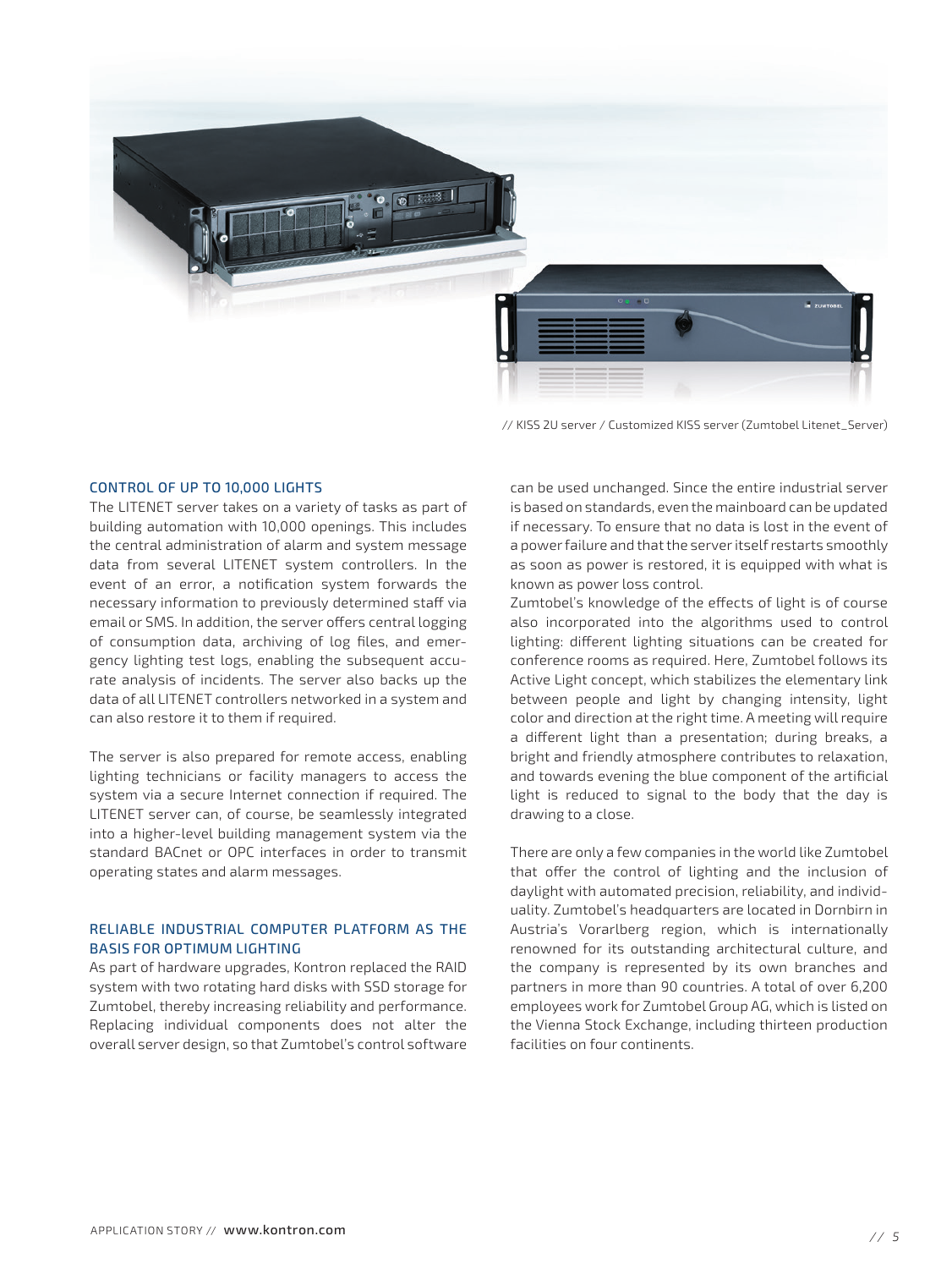// KISS 2U server / Customized KISS server (Zumtobel Litenet_Server)

## CONTROL OF UP TO 10,000 LIGHTS

The LITENET server takes on a variety of tasks as part of building automation with 10,000 openings. This includes the central administration of alarm and system message data from several LITENET system controllers. In the event of an error, a notification system forwards the necessary information to previously determined staff via email or SMS. In addition, the server offers central logging of consumption data, archiving of log files, and emergency lighting test logs, enabling the subsequent accurate analysis of incidents. The server also backs up the data of all LITENET controllers networked in a system and can also restore it to them if required.

The server is also prepared for remote access, enabling lighting technicians or facility managers to access the system via a secure Internet connection if required. The LITENET server can, of course, be seamlessly integrated into a higher-level building management system via the standard BACnet or OPC interfaces in order to transmit operating states and alarm messages.

## RELIABLE INDUSTRIAL COMPUTER PLATFORM AS THE BASIS FOR OPTIMUM LIGHTING

As part of hardware upgrades, Kontron replaced the RAID system with two rotating hard disks with SSD storage for Zumtobel, thereby increasing reliability and performance. Replacing individual components does not alter the overall server design, so that Zumtobel's control software can be used unchanged. Since the entire industrial server is based on standards, even the mainboard can be updated if necessary. To ensure that no data is lost in the event of a power failure and that the server itself restarts smoothly as soon as power is restored, it is equipped with what is known as power loss control.

Zumtobel's knowledge of the effects of light is of course also incorporated into the algorithms used to control lighting: different lighting situations can be created for conference rooms as required. Here, Zumtobel follows its Active Light concept, which stabilizes the elementary link between people and light by changing intensity, light color and direction at the right time. A meeting will require a different light than a presentation; during breaks, a bright and friendly atmosphere contributes to relaxation, and towards evening the blue component of the artificial light is reduced to signal to the body that the day is drawing to a close.

There are only a few companies in the world like Zumtobel that offer the control of lighting and the inclusion of daylight with automated precision, reliability, and individuality. Zumtobel's headquarters are located in Dornbirn in Austria's Vorarlberg region, which is internationally renowned for its outstanding architectural culture, and the company is represented by its own branches and partners in more than 90 countries. A total of over 6,200 employees work for Zumtobel Group AG, which is listed on the Vienna Stock Exchange, including thirteen production facilities on four continents.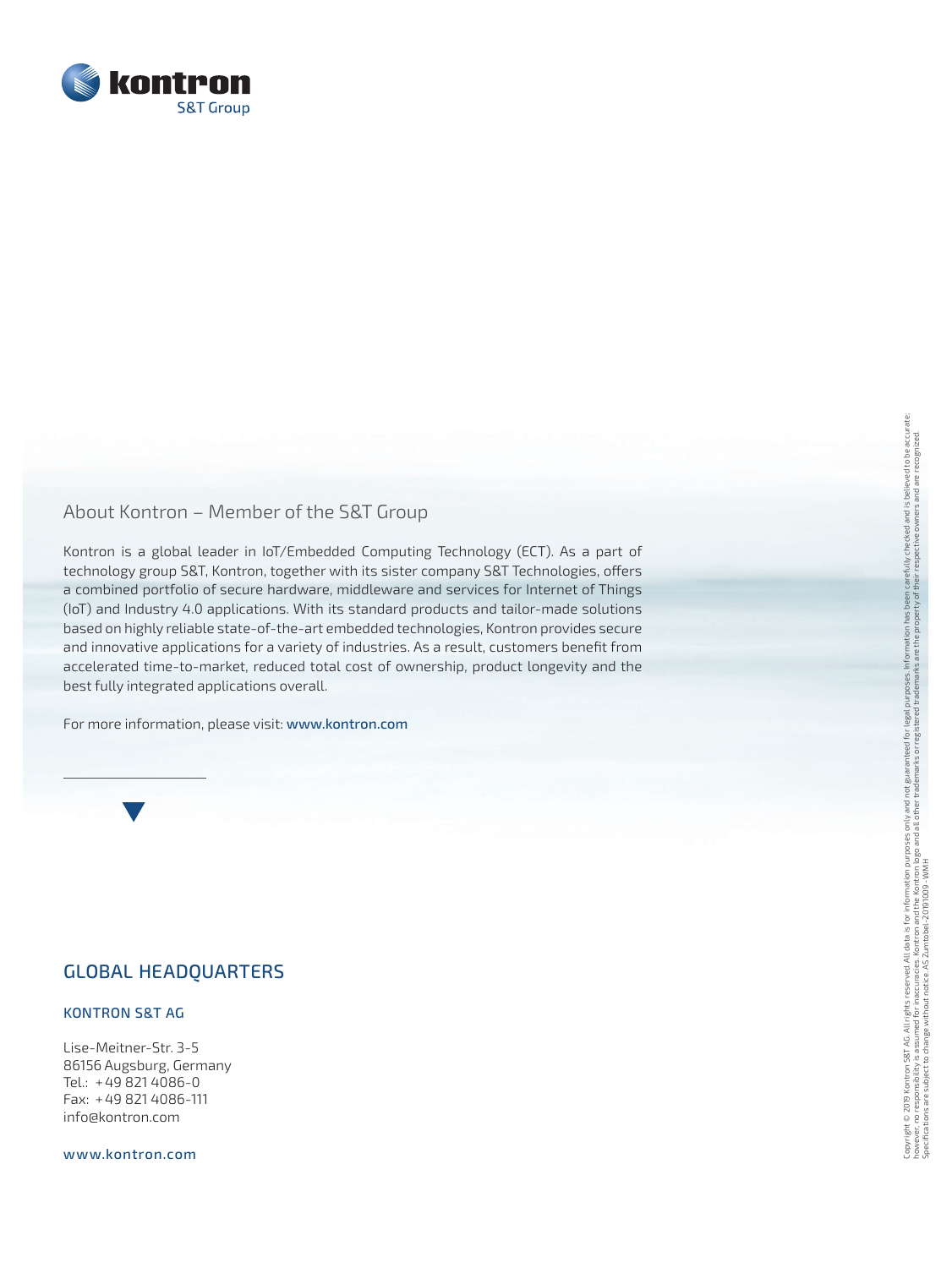## About Kontron – Member of the S&T Group

Kontron is a global leader in IoT/Embedded Computing Technology (ECT). As a part of technology group S&T, Kontron, together with its sister company S&T Technologies, offers a combined portfolio of secure hardware, middleware and services for Internet of Things (IoT) and Industry 4.0 applications. With its standard products and tailor-made solutions based on highly reliable state-of-the-art embedded technologies, Kontron provides secure and innovative applications for a variety of industries. As a result, customers benefit from accelerated time-to-market, reduced total cost of ownership, product longevity and the best fully integrated applications overall.

For more information, please visit: www.kontron.com

## GLOBAL HEADQUARTERS

### KONTRON S&T AG

Lise-Meitner-Str. 3-5
86156 Augsburg, Germany
Tel.: +49 821 4086-0
Fax: +49 821 4086-111
info@kontron.com

www.kontron.com

Copyright © 2019 Kontron S&T AG. All rights reserved. All data is for information purposes only and not guaranteed for legal purposes. Information has been carefully checked and is believed to be accurate; however, no responsibility is assumed for inaccuracies. Kontron and the Kontron logo and all other trademarks or registered trademarks are the property of their respective owners and are recognized. Specifications are subject to change without notice. AS Zumtobel-20191009-WMH